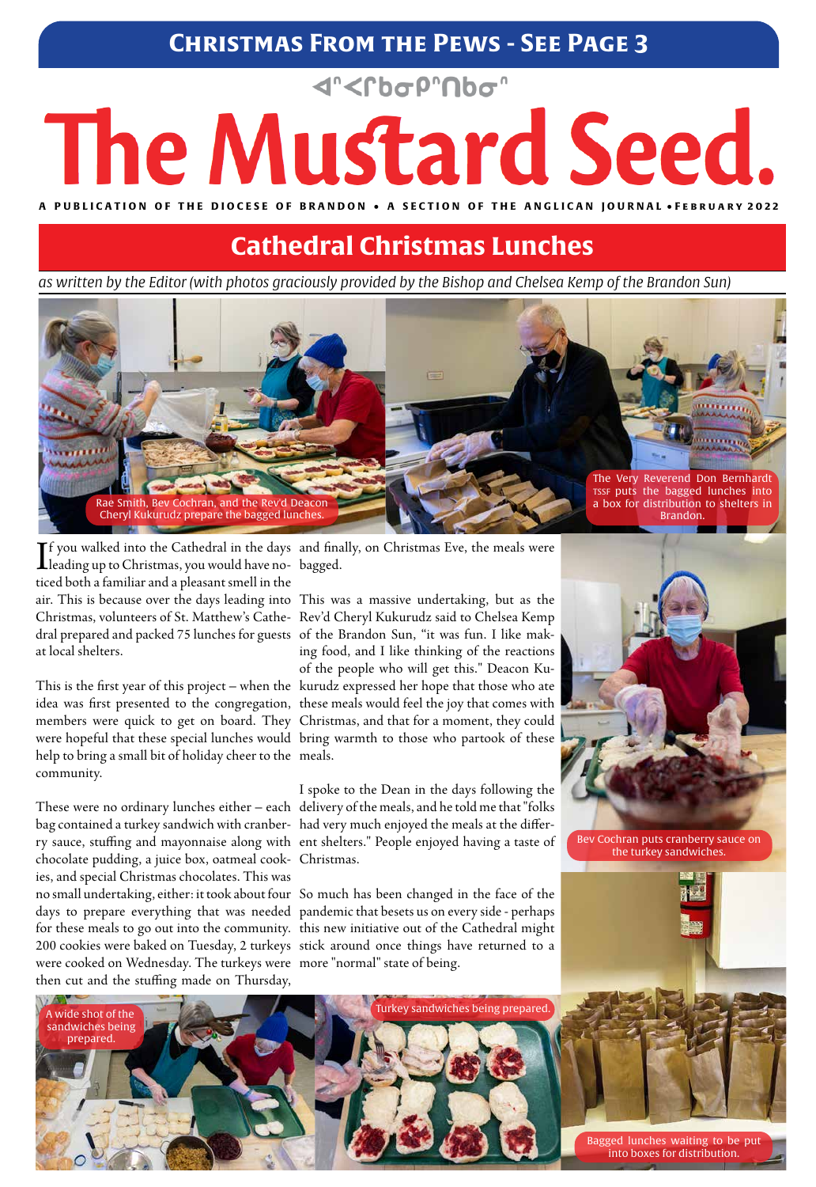**Christmas From the Pews - See Page 3**

ᐊᓐᐸᒥᑲᓂᑭᓐᑎᑲᓂᓐ

# The Mustard Seed.

A PUBLICATION OF THE DIOCESE OF BRANDON • A SECTION OF THE ANGLICAN JOURNAL • FEBRUARY 2022

## Cathedral Christmas Lunches

*as written by the Editor (with photos graciously provided by the Bishop and Chelsea Kemp of the Brandon Sun)*

Rae Smith, Bev Cochran, and the Rev'd Deacon Cheryl Kukurudz prepare the bagged lunches.

The Very Reverend Don Bernhardt TSSF puts the bagged lunches into a box for distribution to shelters in Brandon.

If you walked into the Cathedral in the days leading up to Christmas, you would have noticed both a familiar and a pleasant smell in the air. This is because over the days leading into Christmas, volunteers of St. Matthew's Cathedral prepared and packed 75 lunches for guests at local shelters.

This is the first year of this project – when the idea was first presented to the congregation, members were quick to get on board. They were hopeful that these special lunches would help to bring a small bit of holiday cheer to the community.

These were no ordinary lunches either – each bag contained a turkey sandwich with cranberry sauce, stuffing and mayonnaise along with chocolate pudding, a juice box, oatmeal cookies, and special Christmas chocolates. This was no small undertaking, either: it took about four days to prepare everything that was needed for these meals to go out into the community. 200 cookies were baked on Tuesday, 2 turkeys were cooked on Wednesday. The turkeys were then cut and the stuffing made on Thursday, and finally, on Christmas Eve, the meals were bagged.

This was a massive undertaking, but as the Rev'd Cheryl Kukurudz said to Chelsea Kemp of the Brandon Sun, "it was fun. I like making food, and I like thinking of the reactions of the people who will get this." Deacon Kukurudz expressed her hope that those who ate these meals would feel the joy that comes with Christmas, and that for a moment, they could bring warmth to those who partook of these meals.

I spoke to the Dean in the days following the delivery of the meals, and he told me that "folks had very much enjoyed the meals at the different shelters." People enjoyed having a taste of Christmas.

So much has been changed in the face of the pandemic that besets us on every side - perhaps this new initiative out of the Cathedral might stick around once things have returned to a more "normal" state of being.

Bev Cochran puts cranberry sauce on the turkey sandwiches.

A wide shot of the sandwiches being prepared.

Turkey sandwiches being prepared.

Bagged lunches waiting to be put into boxes for distribution.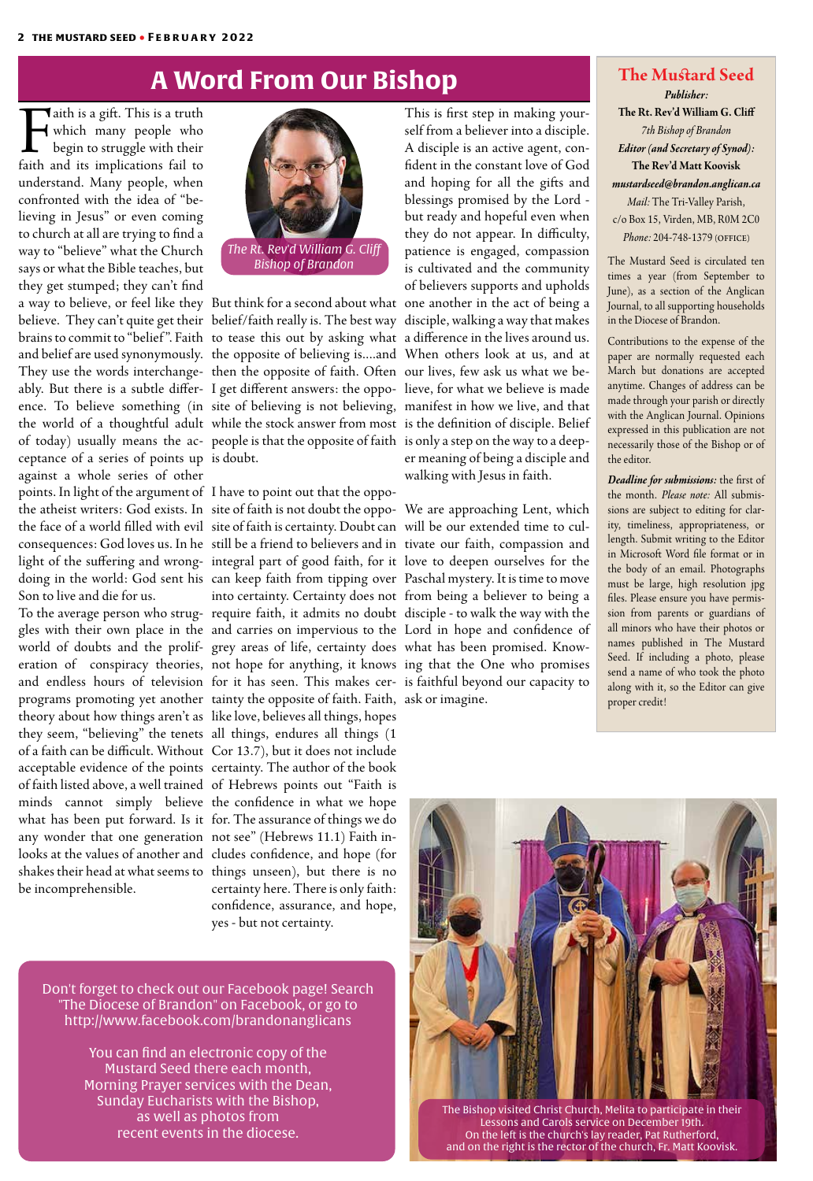# A Word From Our Bishop

*The Rt. Rev'd William G. Cliff*
*Bishop of Brandon*

Faith is a gift. This is a truth which many people who begin to struggle with their faith and its implications fail to understand. Many people, when confronted with the idea of "believing in Jesus" or even coming to church at all are trying to find a way to "believe" what the Church says or what the Bible teaches, but they get stumped; they can't find a way to believe, or feel like they believe. They can't quite get their brains to commit to "belief". Faith and belief are used synonymously. They use the words interchangeably. But there is a subtle difference. To believe something (in the world of a thoughtful adult of today) usually means the acceptance of a series of points up against a whole series of other points. In light of the argument of the atheist writers: God exists. In the face of a world filled with evil consequences: God loves us. In the light of the suffering and wrongdoing in the world: God sent his Son to live and die for us.

To the average person who struggles with their own place in the world of doubts and the proliferation of conspiracy theories, and endless hours of television programs promoting yet another theory about how things aren't as they seem, "believing" the tenets of a faith can be difficult. Without acceptable evidence of the points of faith listed above, a well trained minds cannot simply believe what has been put forward. Is it any wonder that one generation looks at the values of another and shakes their head at what seems to be incomprehensible.

But think for a second about what belief/faith really is. The best way to tease this out by asking what the opposite of believing is....and then the opposite of faith. Often I get different answers: the opposite of believing is not believing, while the stock answer from most people is that the opposite of faith is doubt.

I have to point out that the opposite of faith is not doubt the opposite of faith is certainty. Doubt can still be a friend to believers and in integral part of good faith, for it can keep faith from tipping over into certainty. Certainty does not require faith, it admits no doubt and carries on impervious to the grey areas of life, certainty does not hope for anything, it knows for it has seen. This makes certainty the opposite of faith. Faith, like love, believes all things, hopes all things, endures all things (1 Cor 13.7), but it does not include certainty. The author of the book of Hebrews points out "Faith is the confidence in what we hope for. The assurance of things we do not see" (Hebrews 11.1) Faith includes confidence, and hope (for things unseen), but there is no certainty here. There is only faith: confidence, assurance, and hope, yes - but not certainty.

This is first step in making yourself from a believer into a disciple. A disciple is an active agent, confident in the constant love of God and hoping for all the gifts and blessings promised by the Lord - but ready and hopeful even when they do not appear. In difficulty, patience is engaged, compassion is cultivated and the community of believers supports and upholds one another in the act of being a disciple, walking a way that makes a difference in the lives around us. When others look at us, and at our lives, few ask us what we believe, for what we believe is made manifest in how we live, and that is the definition of disciple. Belief is only a step on the way to a deeper meaning of being a disciple and walking with Jesus in faith.

We are approaching Lent, which will be our extended time to cultivate our faith, compassion and love to deepen ourselves for the Paschal mystery. It is time to move from being a believer to being a disciple - to walk the way with the Lord in hope and confidence of what has been promised. Knowing that the One who promises is faithful beyond our capacity to ask or imagine.

---

## The Mustard Seed

***Publisher:***
**The Rt. Rev'd William G. Cliff**
*7th Bishop of Brandon*

***Editor (and Secretary of Synod):***
**The Rev'd Matt Koovisk**
***mustardseed@brandon.anglican.ca***

*Mail:* The Tri-Valley Parish,
c/o Box 15, Virden, MB, R0M 2C0
*Phone:* 204-748-1379 (OFFICE)

The Mustard Seed is circulated ten times a year (from September to June), as a section of the Anglican Journal, to all supporting households in the Diocese of Brandon.

Contributions to the expense of the paper are normally requested each March but donations are accepted anytime. Changes of address can be made through your parish or directly with the Anglican Journal. Opinions expressed in this publication are not necessarily those of the Bishop or of the editor.

***Deadline for submissions:*** the first of the month. *Please note:* All submissions are subject to editing for clarity, timeliness, appropriateness, or length. Submit writing to the Editor in Microsoft Word file format or in the body of an email. Photographs must be large, high resolution jpg files. Please ensure you have permission from parents or guardians of all minors who have their photos or names published in The Mustard Seed. If including a photo, please send a name of who took the photo along with it, so the Editor can give proper credit!

---

Don't forget to check out our Facebook page! Search "The Diocese of Brandon" on Facebook, or go to http://www.facebook.com/brandonanglicans

You can find an electronic copy of the Mustard Seed there each month, Morning Prayer services with the Dean, Sunday Eucharists with the Bishop, as well as photos from recent events in the diocese.

---

The Bishop visited Christ Church, Melita to participate in their Lessons and Carols service on December 19th. On the left is the church's lay reader, Pat Rutherford, and on the right is the rector of the church, Fr. Matt Koovisk.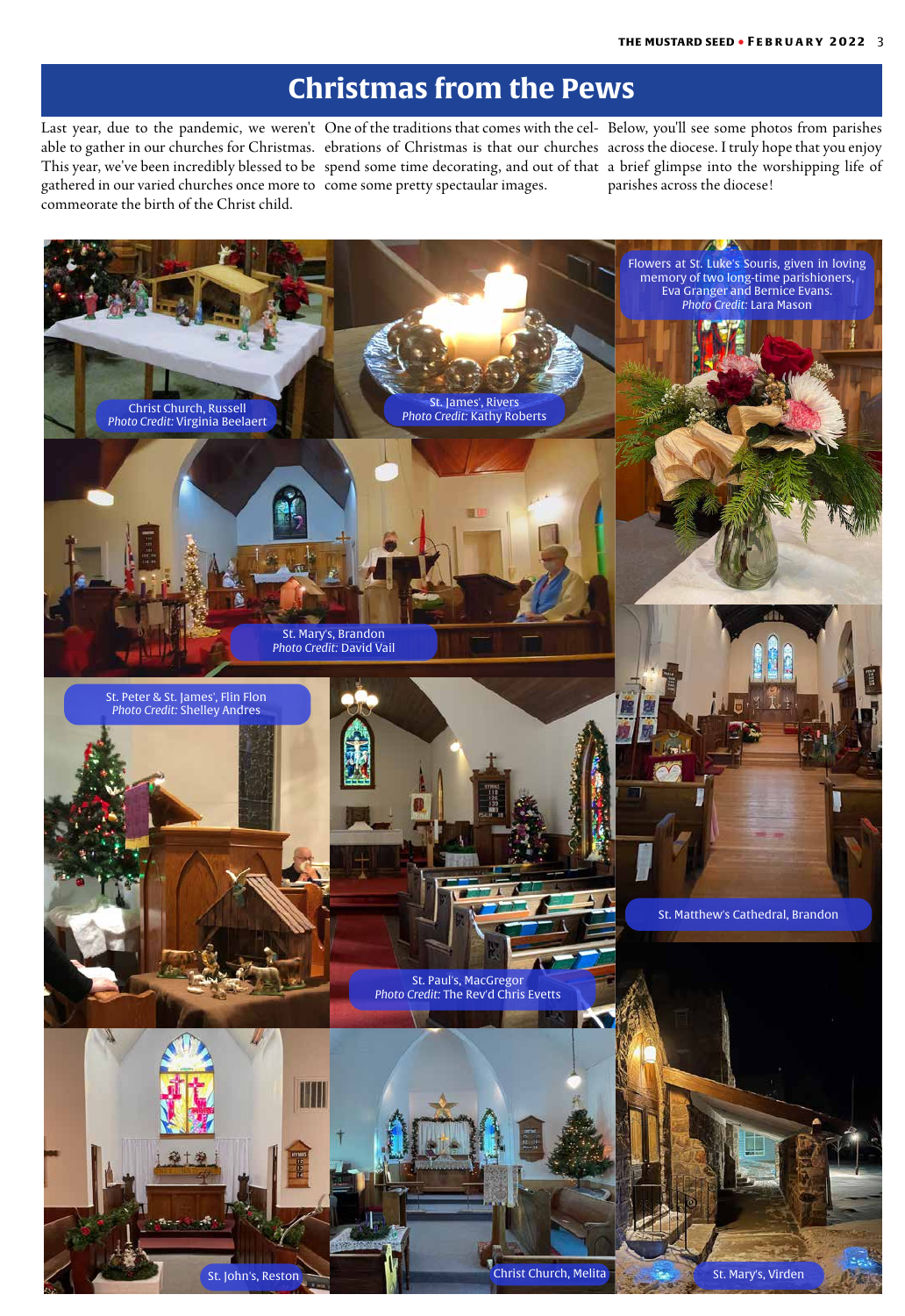# Christmas from the Pews

Last year, due to the pandemic, we weren't able to gather in our churches for Christmas. This year, we've been incredibly blessed to be gathered in our varied churches once more to commeorate the birth of the Christ child.

One of the traditions that comes with the celebrations of Christmas is that our churches spend some time decorating, and out of that come some pretty spectaular images.

Below, you'll see some photos from parishes across the diocese. I truly hope that you enjoy a brief glimpse into the worshipping life of parishes across the diocese!

Christ Church, Russell
*Photo Credit:* Virginia Beelaert

St. James', Rivers
*Photo Credit:* Kathy Roberts

Flowers at St. Luke's Souris, given in loving memory of two long-time parishioners, Eva Granger and Bernice Evans.
*Photo Credit:* Lara Mason

St. Mary's, Brandon
*Photo Credit:* David Vail

St. Peter & St. James', Flin Flon
*Photo Credit:* Shelley Andres

St. Paul's, MacGregor
*Photo Credit:* The Rev'd Chris Evetts

St. Matthew's Cathedral, Brandon

St. John's, Reston

Christ Church, Melita

St. Mary's, Virden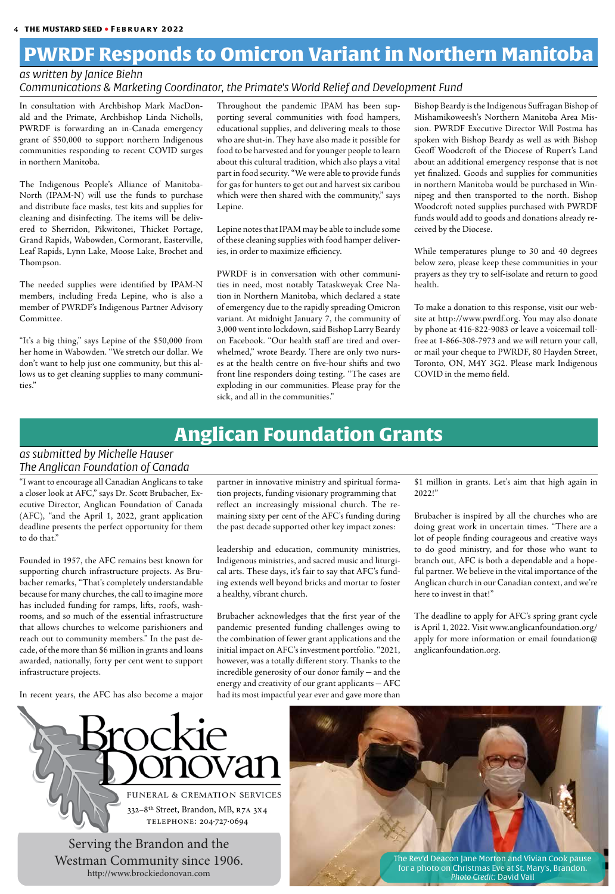# PWRDF Responds to Omicron Variant in Northern Manitoba

*as written by Janice Biehn*
*Communications & Marketing Coordinator, the Primate's World Relief and Development Fund*

In consultation with Archbishop Mark MacDonald and the Primate, Archbishop Linda Nicholls, PWRDF is forwarding an in-Canada emergency grant of $50,000 to support northern Indigenous communities responding to recent COVID surges in northern Manitoba.

The Indigenous People's Alliance of Manitoba-North (IPAM-N) will use the funds to purchase and distribute face masks, test kits and supplies for cleaning and disinfecting. The items will be delivered to Sherridon, Pikwitonei, Thicket Portage, Grand Rapids, Wabowden, Cormorant, Easterville, Leaf Rapids, Lynn Lake, Moose Lake, Brochet and Thompson.

The needed supplies were identified by IPAM-N members, including Freda Lepine, who is also a member of PWRDF's Indigenous Partner Advisory Committee.

"It's a big thing," says Lepine of the $50,000 from her home in Wabowden. "We stretch our dollar. We don't want to help just one community, but this allows us to get cleaning supplies to many communities."

Throughout the pandemic IPAM has been supporting several communities with food hampers, educational supplies, and delivering meals to those who are shut-in. They have also made it possible for food to be harvested and for younger people to learn about this cultural tradition, which also plays a vital part in food security. "We were able to provide funds for gas for hunters to get out and harvest six caribou which were then shared with the community," says Lepine.

Lepine notes that IPAM may be able to include some of these cleaning supplies with food hamper deliveries, in order to maximize efficiency.

PWRDF is in conversation with other communities in need, most notably Tataskweyak Cree Nation in Northern Manitoba, which declared a state of emergency due to the rapidly spreading Omicron variant. At midnight January 7, the community of 3,000 went into lockdown, said Bishop Larry Beardy on Facebook. "Our health staff are tired and overwhelmed," wrote Beardy. There are only two nurses at the health centre on five-hour shifts and two front line responders doing testing. "The cases are exploding in our communities. Please pray for the sick, and all in the communities."

Bishop Beardy is the Indigenous Suffragan Bishop of Mishamikoweesh's Northern Manitoba Area Mission. PWRDF Executive Director Will Postma has spoken with Bishop Beardy as well as with Bishop Geoff Woodcroft of the Diocese of Rupert's Land about an additional emergency response that is not yet finalized. Goods and supplies for communities in northern Manitoba would be purchased in Winnipeg and then transported to the north. Bishop Woodcroft noted supplies purchased with PWRDF funds would add to goods and donations already received by the Diocese.

While temperatures plunge to 30 and 40 degrees below zero, please keep these communities in your prayers as they try to self-isolate and return to good health.

To make a donation to this response, visit our website at http://www.pwrdf.org. You may also donate by phone at 416-822-9083 or leave a voicemail toll-free at 1-866-308-7973 and we will return your call, or mail your cheque to PWRDF, 80 Hayden Street, Toronto, ON, M4Y 3G2. Please mark Indigenous COVID in the memo field.

# Anglican Foundation Grants

*as submitted by Michelle Hauser*
*The Anglican Foundation of Canada*

"I want to encourage all Canadian Anglicans to take a closer look at AFC," says Dr. Scott Brubacher, Executive Director, Anglican Foundation of Canada (AFC), "and the April 1, 2022, grant application deadline presents the perfect opportunity for them to do that."

Founded in 1957, the AFC remains best known for supporting church infrastructure projects. As Brubacher remarks, "That's completely understandable because for many churches, the call to imagine more has included funding for ramps, lifts, roofs, washrooms, and so much of the essential infrastructure that allows churches to welcome parishioners and reach out to community members." In the past decade, of the more than $6 million in grants and loans awarded, nationally, forty per cent went to support infrastructure projects.

In recent years, the AFC has also become a major partner in innovative ministry and spiritual formation projects, funding visionary programming that reflect an increasingly missional church. The remaining sixty per cent of the AFC's funding during the past decade supported other key impact zones:

leadership and education, community ministries, Indigenous ministries, and sacred music and liturgical arts. These days, it's fair to say that AFC's funding extends well beyond bricks and mortar to foster a healthy, vibrant church.

Brubacher acknowledges that the first year of the pandemic presented funding challenges owing to the combination of fewer grant applications and the initial impact on AFC's investment portfolio. "2021, however, was a totally different story. Thanks to the incredible generosity of our donor family – and the energy and creativity of our grant applicants – AFC had its most impactful year ever and gave more than $1 million in grants. Let's aim that high again in 2022!"

Brubacher is inspired by all the churches who are doing great work in uncertain times. "There are a lot of people finding courageous and creative ways to do good ministry, and for those who want to branch out, AFC is both a dependable and a hopeful partner. We believe in the vital importance of the Anglican church in our Canadian context, and we're here to invest in that!"

The deadline to apply for AFC's spring grant cycle is April 1, 2022. Visit www.anglicanfoundation.org/apply for more information or email foundation@anglicanfoundation.org.

Brockie Donovan
FUNERAL & CREMATION SERVICES
332–8th Street, Brandon, MB, R7A 3X4
TELEPHONE: 204·727·0694

Serving the Brandon and the Westman Community since 1906.
http://www.brockiedonovan.com

The Rev'd Deacon Jane Morton and Vivian Cook pause for a photo on Christmas Eve at St. Mary's, Brandon. *Photo Credit:* David Vail